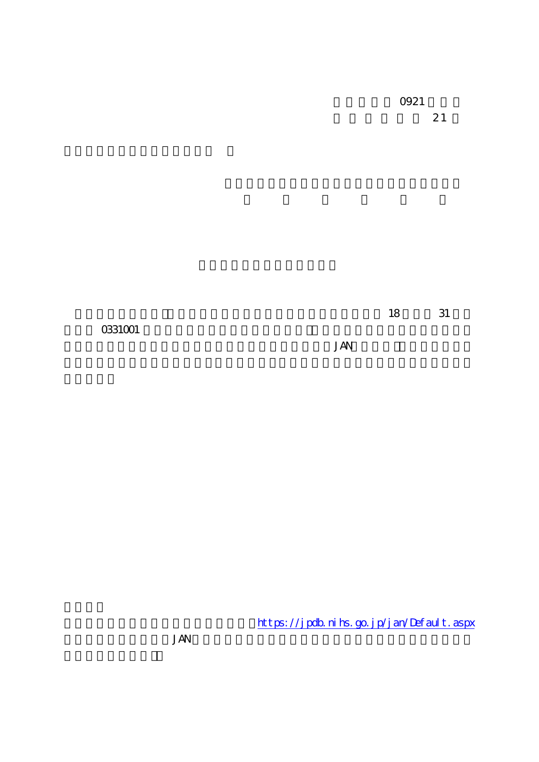0921

21

18 31

0331001 JAN

https://jpdb.nihs.go.jp/jan/Default.aspx

JAN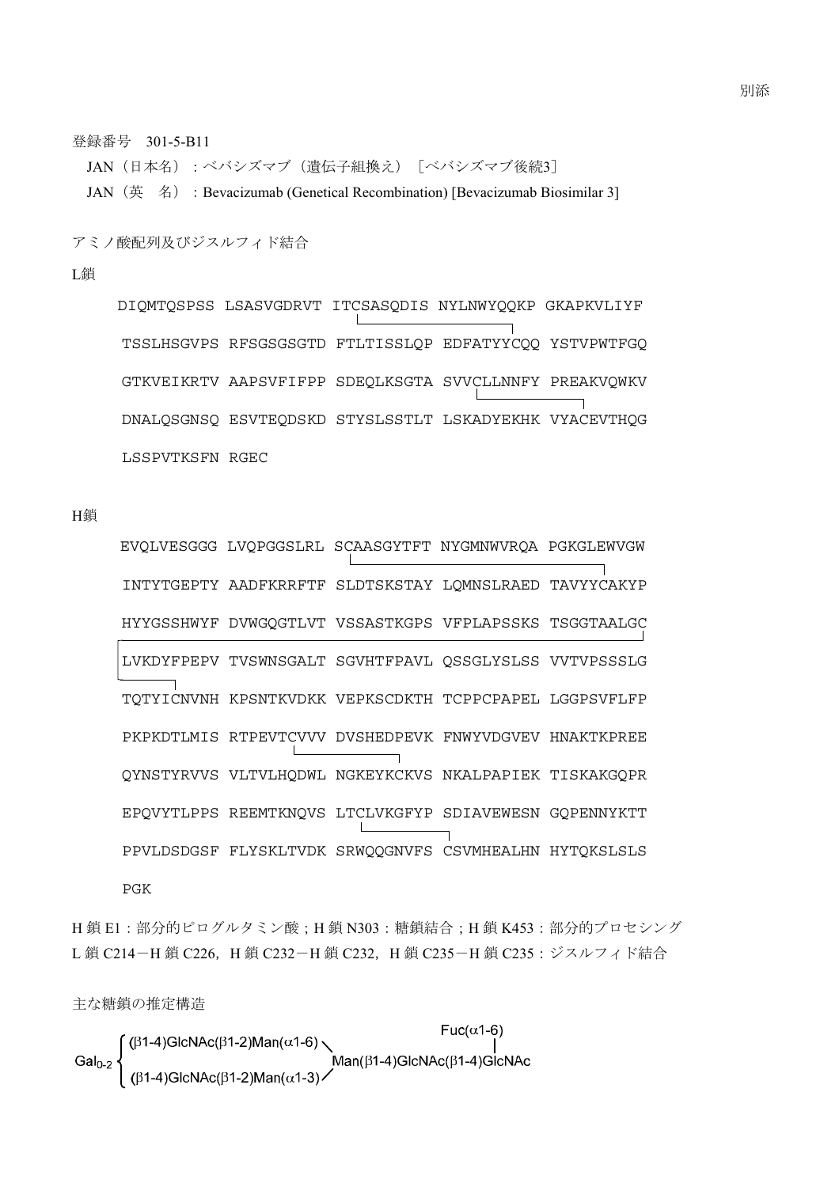別添

登録番号　301-5-B11

JAN（日本名）：ベバシズマブ（遺伝子組換え）［ベバシズマブ後続3］

JAN（英　名）：Bevacizumab (Genetical Recombination) [Bevacizumab Biosimilar 3]

アミノ酸配列及びジスルフィド結合

L鎖

```
DIQMTQSPSS LSASVGDRVT ITCSASQDIS NYLNWYQQKP GKAPKVLIYF
TSSLHSGVPS RFSGSGSGTD FTLTISSLQP EDFATYYCQQ YSTVPWTFGQ
GTKVEIKRTV AAPSVFIFPP SDEQLKSGTA SVVCLLNNFY PREAKVQWKV
DNALQSGNSQ ESVTEQDSKD STYSLSSTLT LSKADYEKHK VYACEVTHQG
LSSPVTKSFN RGEC
```

H鎖

```
EVQLVESGGG LVQPGGSLRL SCAASGYTFT NYGMNWVRQA PGKGLEWVGW
INTYTGEPTY AADFKRRFTF SLDTSKSTAY LQMNSLRAED TAVYYCAKYP
HYYGSSHWYF DVWGQGTLVT VSSASTKGPS VFPLAPSSKS TSGGTAALGC
LVKDYFPEPV TVSWNSGALT SGVHTFPAVL QSSGLYSLSS VVTVPSSSLG
TQTYICNVNH KPSNTKVDKK VEPKSCDKTH TCPPCPAPEL LGGPSVFLFP
PKPKDTLMIS RTPEVTCVVV DVSHEDPEVK FNWYVDGVEV HNAKTKPREE
QYNSTYRVVS VLTVLHQDWL NGKEYKCKVS NKALPAPIEK TISKAKGQPR
EPQVYTLPPS REEMTKNQVS LTCLVKGFYP SDIAVEWESN GQPENNYKTT
PPVLDSDGSF FLYSKLTVDK SRWQQGNVFS CSVMHEALHN HYTQKSLSLS
PGK
```

H 鎖 E1：部分的ピログルタミン酸；H 鎖 N303：糖鎖結合；H 鎖 K453：部分的プロセシング

L 鎖 C214－H 鎖 C226，H 鎖 C232－H 鎖 C232，H 鎖 C235－H 鎖 C235：ジスルフィド結合

主な糖鎖の推定構造

```
                                                        Fuc(α1-6)
        ( (β1-4)GlcNAc(β1-2)Man(α1-6) \                     |
Gal0-2 {                               Man(β1-4)GlcNAc(β1-4)GlcNAc
        ( (β1-4)GlcNAc(β1-2)Man(α1-3) /
```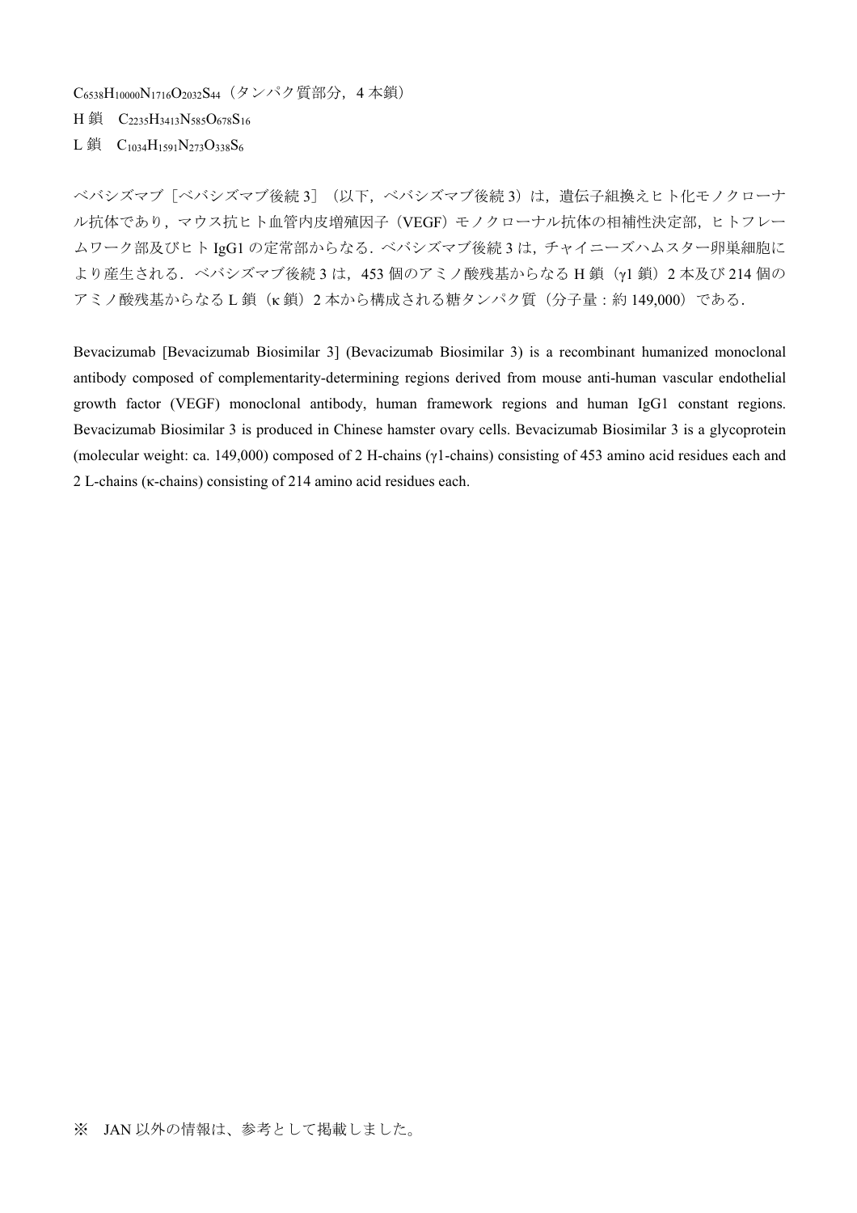$C_{6538}H_{10000}N_{1716}O_{2032}S_{44}$（タンパク質部分，4 本鎖）

H 鎖　$C_{2235}H_{3413}N_{585}O_{678}S_{16}$

L 鎖　$C_{1034}H_{1591}N_{273}O_{338}S_{6}$

ベバシズマブ［ベバシズマブ後続 3］（以下，ベバシズマブ後続 3）は，遺伝子組換えヒト化モノクローナル抗体であり，マウス抗ヒト血管内皮増殖因子（VEGF）モノクローナル抗体の相補性決定部，ヒトフレームワーク部及びヒト IgG1 の定常部からなる．ベバシズマブ後続 3 は，チャイニーズハムスター卵巣細胞により産生される．ベバシズマブ後続 3 は，453 個のアミノ酸残基からなる H 鎖（γ1 鎖）2 本及び 214 個のアミノ酸残基からなる L 鎖（κ 鎖）2 本から構成される糖タンパク質（分子量：約 149,000）である．

Bevacizumab [Bevacizumab Biosimilar 3] (Bevacizumab Biosimilar 3) is a recombinant humanized monoclonal antibody composed of complementarity-determining regions derived from mouse anti-human vascular endothelial growth factor (VEGF) monoclonal antibody, human framework regions and human IgG1 constant regions. Bevacizumab Biosimilar 3 is produced in Chinese hamster ovary cells. Bevacizumab Biosimilar 3 is a glycoprotein (molecular weight: ca. 149,000) composed of 2 H-chains (γ1-chains) consisting of 453 amino acid residues each and 2 L-chains (κ-chains) consisting of 214 amino acid residues each.

※　JAN 以外の情報は、参考として掲載しました。